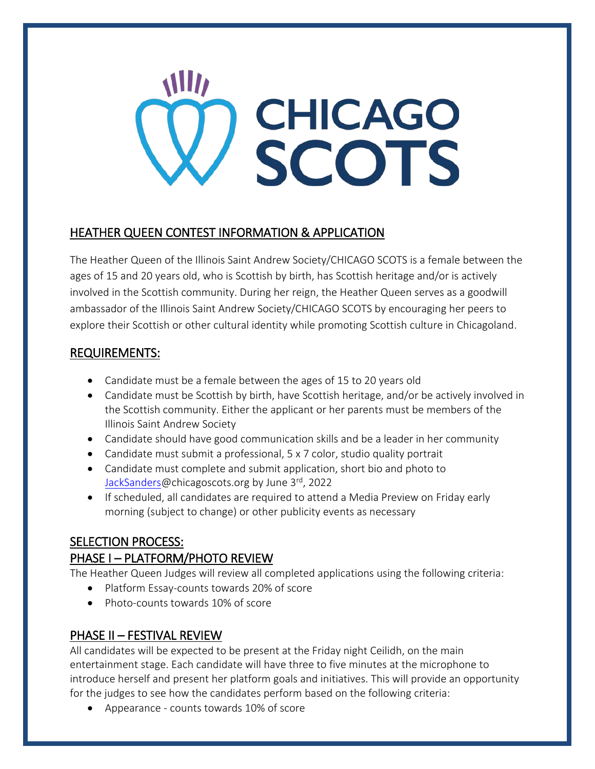# CHICAGO SCOTS

## HEATHER QUEEN CONTEST INFORMATION & APPLICATION

The Heather Queen of the Illinois Saint Andrew Society/CHICAGO SCOTS is a female between the ages of 15 and 20 years old, who is Scottish by birth, has Scottish heritage and/or is actively involved in the Scottish community. During her reign, the Heather Queen serves as a goodwill ambassador of the Illinois Saint Andrew Society/CHICAGO SCOTS by encouraging her peers to explore their Scottish or other cultural identity while promoting Scottish culture in Chicagoland.

## REQUIREMENTS:

- Candidate must be a female between the ages of 15 to 20 years old
- Candidate must be Scottish by birth, have Scottish heritage, and/or be actively involved in the Scottish community. Either the applicant or her parents must be members of the Illinois Saint Andrew Society
- Candidate should have good communication skills and be a leader in her community
- Candidate must submit a professional, 5 x 7 color, studio quality portrait
- Candidate must complete and submit application, short bio and photo to JackSanders@chicagoscots.org by June 3rd, 2022
- If scheduled, all candidates are required to attend a Media Preview on Friday early morning (subject to change) or other publicity events as necessary

## SELECTION PROCESS:

## PHASE I – PLATFORM/PHOTO REVIEW

The Heather Queen Judges will review all completed applications using the following criteria:

- Platform Essay-counts towards 20% of score
- Photo-counts towards 10% of score

## PHASE II – FESTIVAL REVIEW

All candidates will be expected to be present at the Friday night Ceilidh, on the main entertainment stage. Each candidate will have three to five minutes at the microphone to introduce herself and present her platform goals and initiatives. This will provide an opportunity for the judges to see how the candidates perform based on the following criteria:

- Appearance - counts towards 10% of score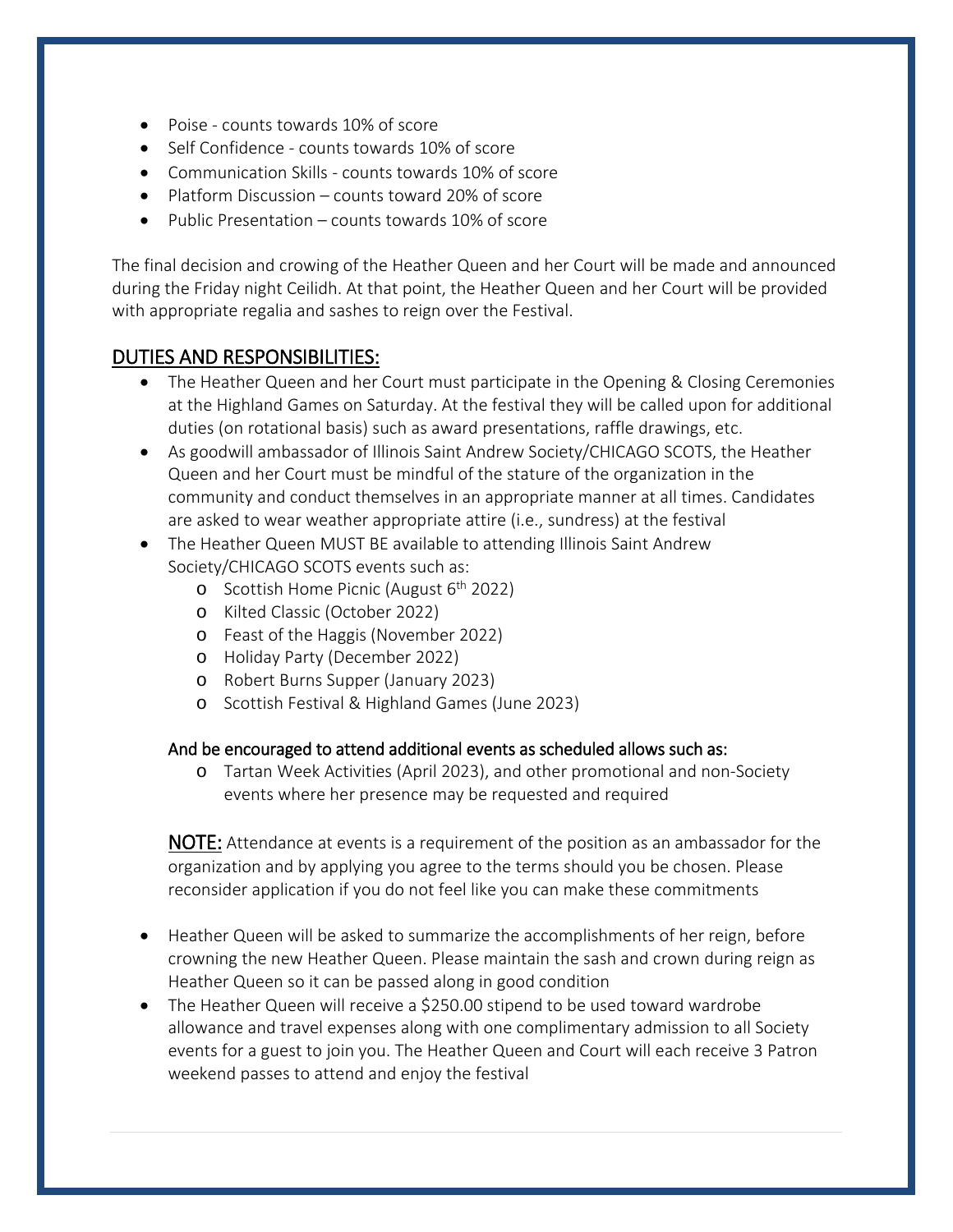- Poise - counts towards 10% of score
- Self Confidence - counts towards 10% of score
- Communication Skills - counts towards 10% of score
- Platform Discussion – counts toward 20% of score
- Public Presentation – counts towards 10% of score

The final decision and crowing of the Heather Queen and her Court will be made and announced during the Friday night Ceilidh. At that point, the Heather Queen and her Court will be provided with appropriate regalia and sashes to reign over the Festival.

## DUTIES AND RESPONSIBILITIES:

- The Heather Queen and her Court must participate in the Opening & Closing Ceremonies at the Highland Games on Saturday. At the festival they will be called upon for additional duties (on rotational basis) such as award presentations, raffle drawings, etc.
- As goodwill ambassador of Illinois Saint Andrew Society/CHICAGO SCOTS, the Heather Queen and her Court must be mindful of the stature of the organization in the community and conduct themselves in an appropriate manner at all times. Candidates are asked to wear weather appropriate attire (i.e., sundress) at the festival
- The Heather Queen MUST BE available to attending Illinois Saint Andrew Society/CHICAGO SCOTS events such as:
  - Scottish Home Picnic (August 6th 2022)
  - Kilted Classic (October 2022)
  - Feast of the Haggis (November 2022)
  - Holiday Party (December 2022)
  - Robert Burns Supper (January 2023)
  - Scottish Festival & Highland Games (June 2023)

  And be encouraged to attend additional events as scheduled allows such as:
  - Tartan Week Activities (April 2023), and other promotional and non-Society events where her presence may be requested and required

  **NOTE:** Attendance at events is a requirement of the position as an ambassador for the organization and by applying you agree to the terms should you be chosen. Please reconsider application if you do not feel like you can make these commitments

- Heather Queen will be asked to summarize the accomplishments of her reign, before crowning the new Heather Queen. Please maintain the sash and crown during reign as Heather Queen so it can be passed along in good condition
- The Heather Queen will receive a $250.00 stipend to be used toward wardrobe allowance and travel expenses along with one complimentary admission to all Society events for a guest to join you. The Heather Queen and Court will each receive 3 Patron weekend passes to attend and enjoy the festival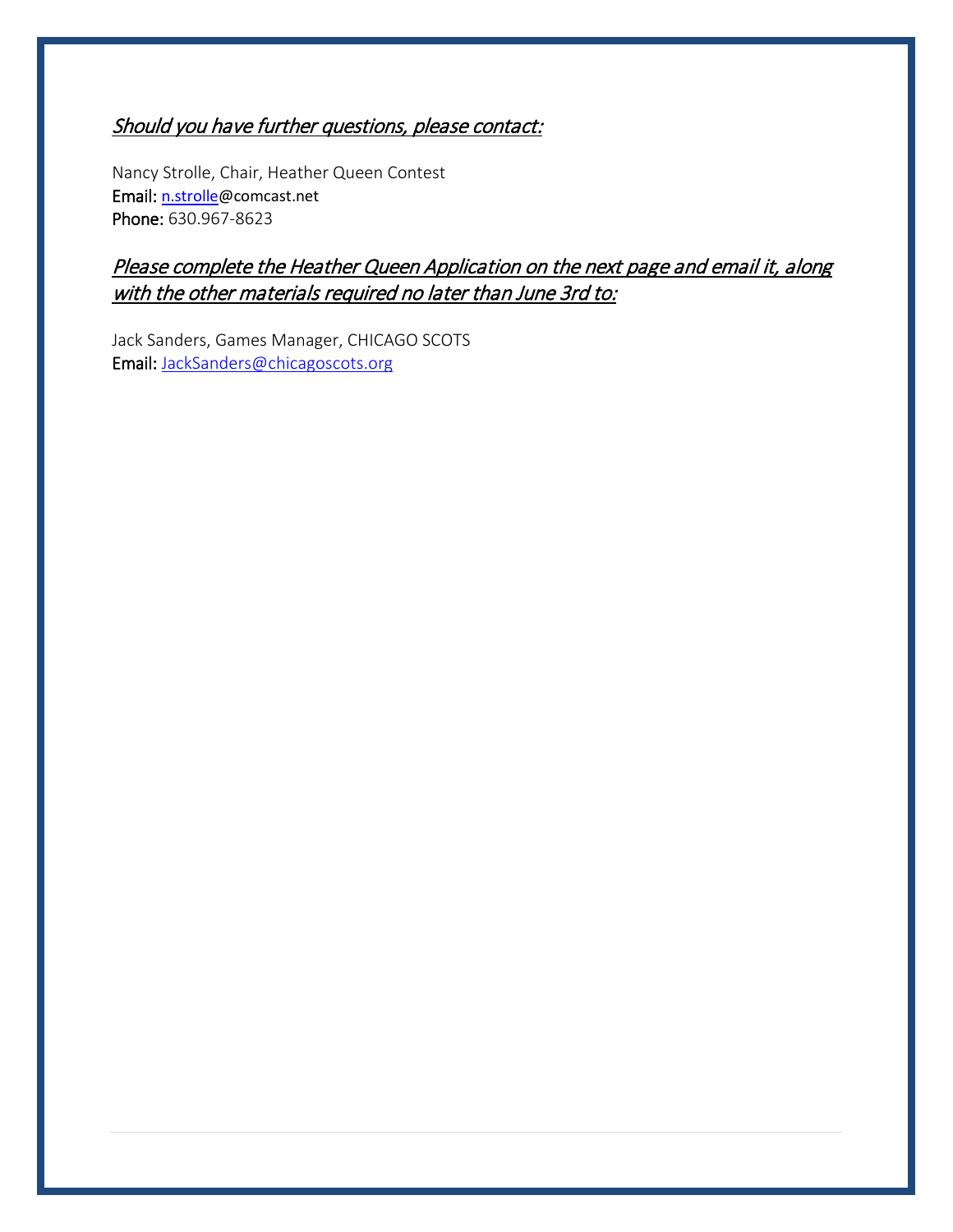*Should you have further questions, please contact:*

Nancy Strolle, Chair, Heather Queen Contest
Email: n.strolle@comcast.net
Phone: 630.967-8623

*Please complete the Heather Queen Application on the next page and email it, along with the other materials required no later than June 3rd to:*

Jack Sanders, Games Manager, CHICAGO SCOTS
Email: JackSanders@chicagoscots.org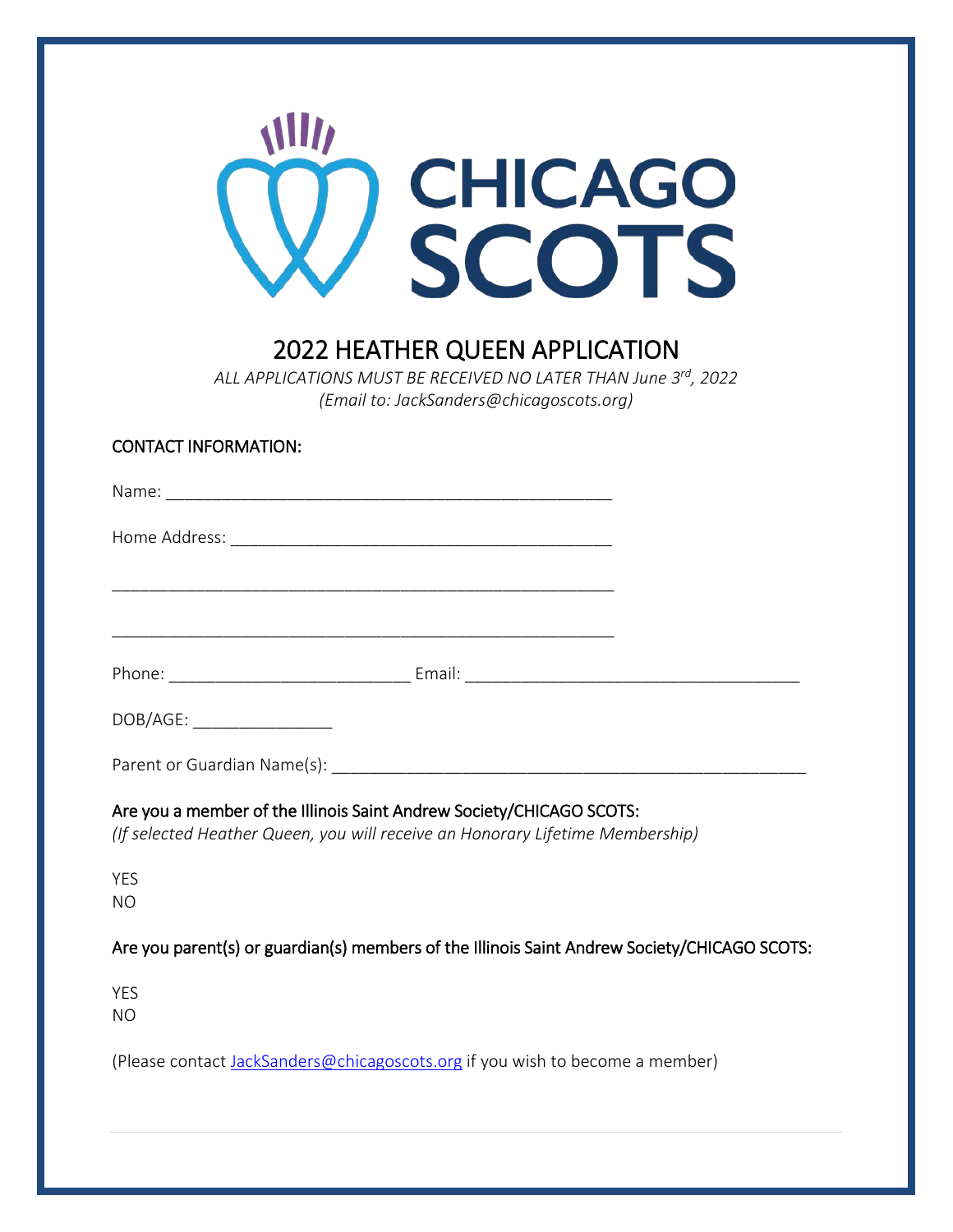CHICAGO SCOTS

# 2022 HEATHER QUEEN APPLICATION

*ALL APPLICATIONS MUST BE RECEIVED NO LATER THAN June 3rd, 2022*
*(Email to: JackSanders@chicagoscots.org)*

CONTACT INFORMATION:

Name: ________________________________________________

Home Address: __________________________________________

________________________________________________________

________________________________________________________

Phone: __________________________ Email: ____________________________________

DOB/AGE: _______________

Parent or Guardian Name(s): ____________________________________________________

Are you a member of the Illinois Saint Andrew Society/CHICAGO SCOTS:
*(If selected Heather Queen, you will receive an Honorary Lifetime Membership)*

YES
NO

Are you parent(s) or guardian(s) members of the Illinois Saint Andrew Society/CHICAGO SCOTS:

YES
NO

(Please contact JackSanders@chicagoscots.org if you wish to become a member)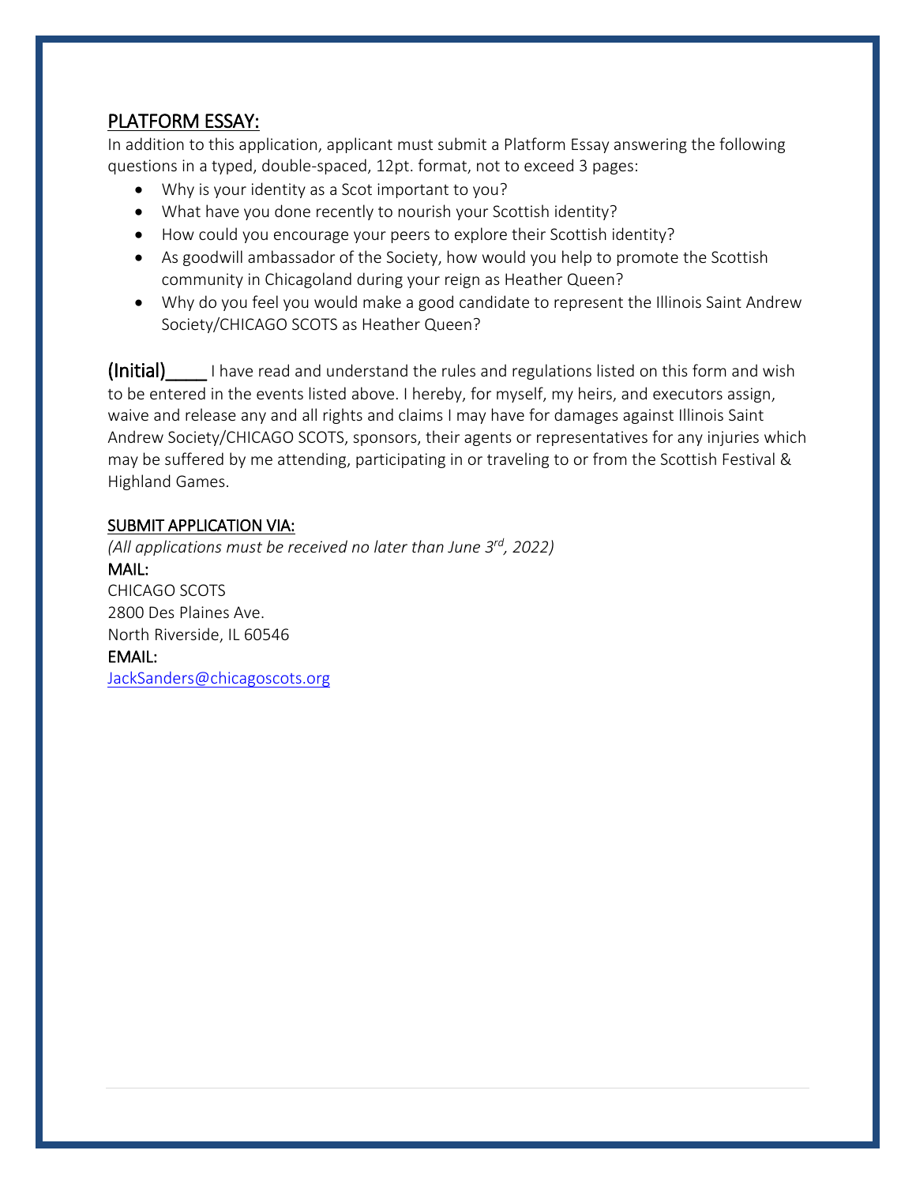## PLATFORM ESSAY:

In addition to this application, applicant must submit a Platform Essay answering the following questions in a typed, double-spaced, 12pt. format, not to exceed 3 pages:

- Why is your identity as a Scot important to you?
- What have you done recently to nourish your Scottish identity?
- How could you encourage your peers to explore their Scottish identity?
- As goodwill ambassador of the Society, how would you help to promote the Scottish community in Chicagoland during your reign as Heather Queen?
- Why do you feel you would make a good candidate to represent the Illinois Saint Andrew Society/CHICAGO SCOTS as Heather Queen?

**(Initial)____** I have read and understand the rules and regulations listed on this form and wish to be entered in the events listed above. I hereby, for myself, my heirs, and executors assign, waive and release any and all rights and claims I may have for damages against Illinois Saint Andrew Society/CHICAGO SCOTS, sponsors, their agents or representatives for any injuries which may be suffered by me attending, participating in or traveling to or from the Scottish Festival & Highland Games.

## SUBMIT APPLICATION VIA:

*(All applications must be received no later than June 3rd, 2022)*

**MAIL:**

CHICAGO SCOTS
2800 Des Plaines Ave.
North Riverside, IL 60546

**EMAIL:**

JackSanders@chicagoscots.org